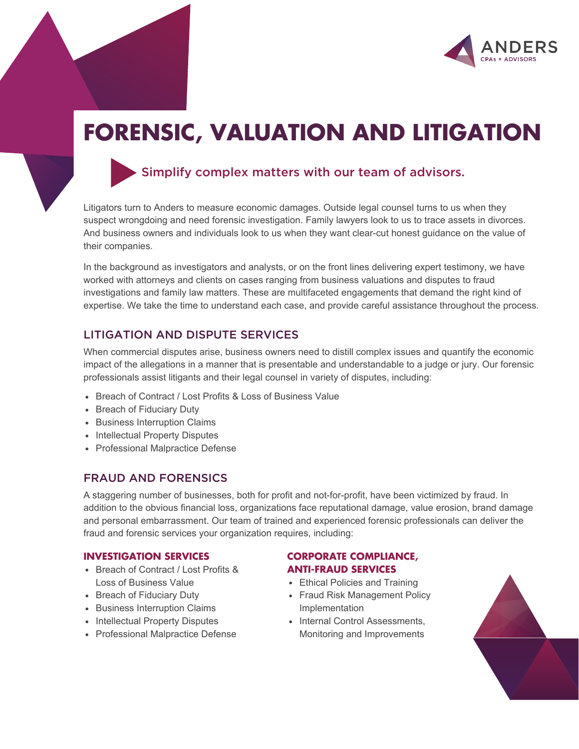ANDERS
CPAs + ADVISORS

# FORENSIC, VALUATION AND LITIGATION

Simplify complex matters with our team of advisors.

Litigators turn to Anders to measure economic damages. Outside legal counsel turns to us when they suspect wrongdoing and need forensic investigation. Family lawyers look to us to trace assets in divorces. And business owners and individuals look to us when they want clear-cut honest guidance on the value of their companies.

In the background as investigators and analysts, or on the front lines delivering expert testimony, we have worked with attorneys and clients on cases ranging from business valuations and disputes to fraud investigations and family law matters. These are multifaceted engagements that demand the right kind of expertise. We take the time to understand each case, and provide careful assistance throughout the process.

## LITIGATION AND DISPUTE SERVICES

When commercial disputes arise, business owners need to distill complex issues and quantify the economic impact of the allegations in a manner that is presentable and understandable to a judge or jury. Our forensic professionals assist litigants and their legal counsel in variety of disputes, including:

- Breach of Contract / Lost Profits & Loss of Business Value
- Breach of Fiduciary Duty
- Business Interruption Claims
- Intellectual Property Disputes
- Professional Malpractice Defense

## FRAUD AND FORENSICS

A staggering number of businesses, both for profit and not-for-profit, have been victimized by fraud. In addition to the obvious financial loss, organizations face reputational damage, value erosion, brand damage and personal embarrassment. Our team of trained and experienced forensic professionals can deliver the fraud and forensic services your organization requires, including:

### INVESTIGATION SERVICES

- Breach of Contract / Lost Profits & Loss of Business Value
- Breach of Fiduciary Duty
- Business Interruption Claims
- Intellectual Property Disputes
- Professional Malpractice Defense

### CORPORATE COMPLIANCE, ANTI-FRAUD SERVICES

- Ethical Policies and Training
- Fraud Risk Management Policy Implementation
- Internal Control Assessments, Monitoring and Improvements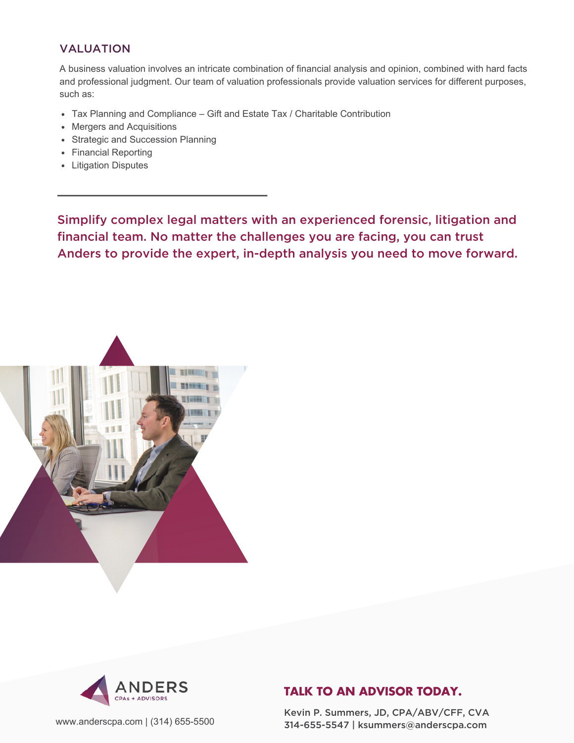## VALUATION

A business valuation involves an intricate combination of financial analysis and opinion, combined with hard facts and professional judgment. Our team of valuation professionals provide valuation services for different purposes, such as:

- Tax Planning and Compliance – Gift and Estate Tax / Charitable Contribution
- Mergers and Acquisitions
- Strategic and Succession Planning
- Financial Reporting
- Litigation Disputes

---

**Simplify complex legal matters with an experienced forensic, litigation and financial team. No matter the challenges you are facing, you can trust Anders to provide the expert, in-depth analysis you need to move forward.**

ANDERS
CPAs + ADVISORS

www.anderscpa.com | (314) 655-5500

**TALK TO AN ADVISOR TODAY.**

Kevin P. Summers, JD, CPA/ABV/CFF, CVA
314-655-5547 | ksummers@anderscpa.com